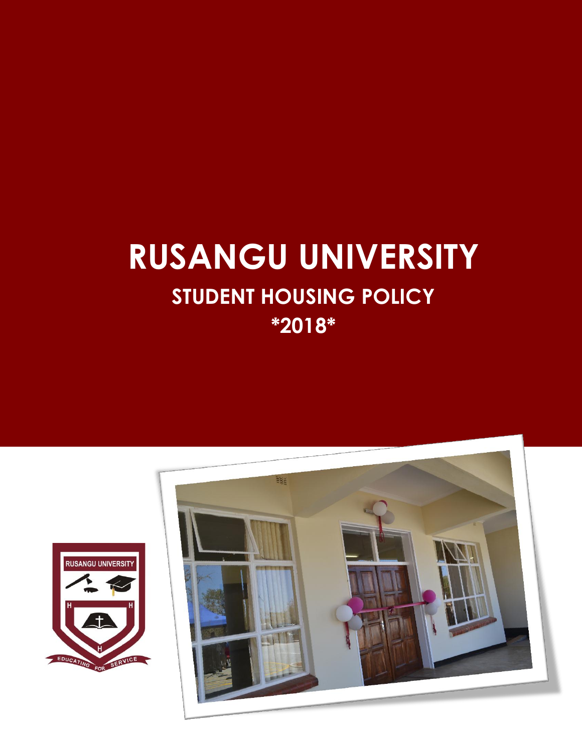# RUSANGU UNIVERSITY

## STUDENT HOUSING POLICY

## *2018*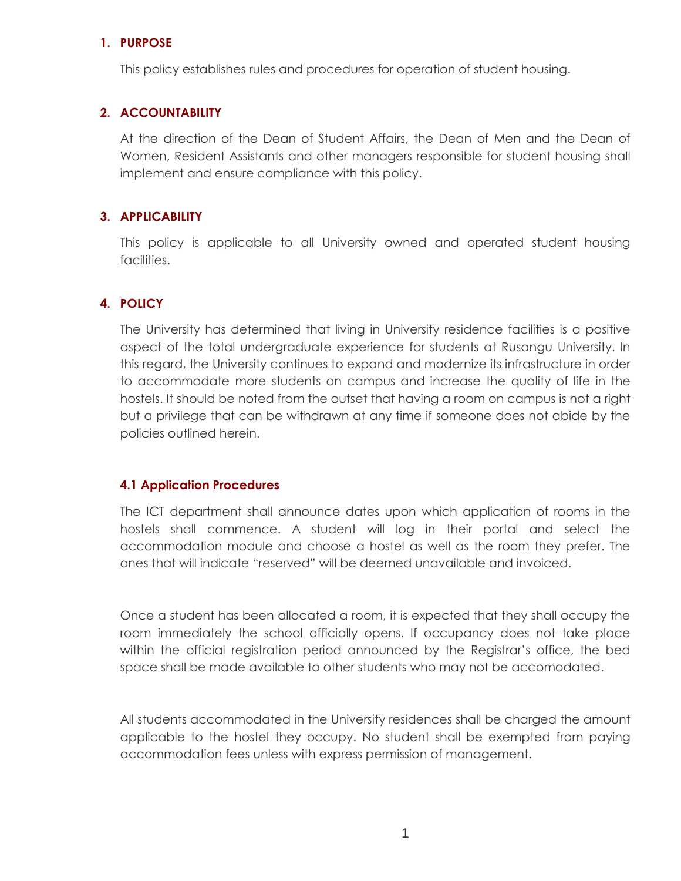## 1. PURPOSE

This policy establishes rules and procedures for operation of student housing.

## 2. ACCOUNTABILITY

At the direction of the Dean of Student Affairs, the Dean of Men and the Dean of Women, Resident Assistants and other managers responsible for student housing shall implement and ensure compliance with this policy.

## 3. APPLICABILITY

This policy is applicable to all University owned and operated student housing facilities.

## 4. POLICY

The University has determined that living in University residence facilities is a positive aspect of the total undergraduate experience for students at Rusangu University. In this regard, the University continues to expand and modernize its infrastructure in order to accommodate more students on campus and increase the quality of life in the hostels. It should be noted from the outset that having a room on campus is not a right but a privilege that can be withdrawn at any time if someone does not abide by the policies outlined herein.

### 4.1 Application Procedures

The ICT department shall announce dates upon which application of rooms in the hostels shall commence. A student will log in their portal and select the accommodation module and choose a hostel as well as the room they prefer. The ones that will indicate "reserved" will be deemed unavailable and invoiced.

Once a student has been allocated a room, it is expected that they shall occupy the room immediately the school officially opens. If occupancy does not take place within the official registration period announced by the Registrar's office, the bed space shall be made available to other students who may not be accomodated.

All students accommodated in the University residences shall be charged the amount applicable to the hostel they occupy. No student shall be exempted from paying accommodation fees unless with express permission of management.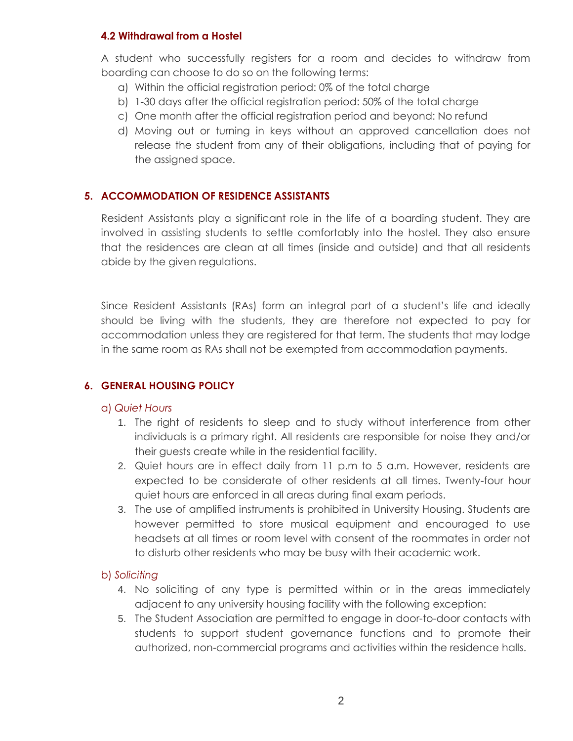### 4.2 Withdrawal from a Hostel

A student who successfully registers for a room and decides to withdraw from boarding can choose to do so on the following terms:

a) Within the official registration period: 0% of the total charge
b) 1-30 days after the official registration period: 50% of the total charge
c) One month after the official registration period and beyond: No refund
d) Moving out or turning in keys without an approved cancellation does not release the student from any of their obligations, including that of paying for the assigned space.

## 5. ACCOMMODATION OF RESIDENCE ASSISTANTS

Resident Assistants play a significant role in the life of a boarding student. They are involved in assisting students to settle comfortably into the hostel. They also ensure that the residences are clean at all times (inside and outside) and that all residents abide by the given regulations.

Since Resident Assistants (RAs) form an integral part of a student's life and ideally should be living with the students, they are therefore not expected to pay for accommodation unless they are registered for that term. The students that may lodge in the same room as RAs shall not be exempted from accommodation payments.

## 6. GENERAL HOUSING POLICY

a) *Quiet Hours*

1. The right of residents to sleep and to study without interference from other individuals is a primary right. All residents are responsible for noise they and/or their guests create while in the residential facility.
2. Quiet hours are in effect daily from 11 p.m to 5 a.m. However, residents are expected to be considerate of other residents at all times. Twenty-four hour quiet hours are enforced in all areas during final exam periods.
3. The use of amplified instruments is prohibited in University Housing. Students are however permitted to store musical equipment and encouraged to use headsets at all times or room level with consent of the roommates in order not to disturb other residents who may be busy with their academic work.

b) *Soliciting*

4. No soliciting of any type is permitted within or in the areas immediately adjacent to any university housing facility with the following exception:
5. The Student Association are permitted to engage in door-to-door contacts with students to support student governance functions and to promote their authorized, non-commercial programs and activities within the residence halls.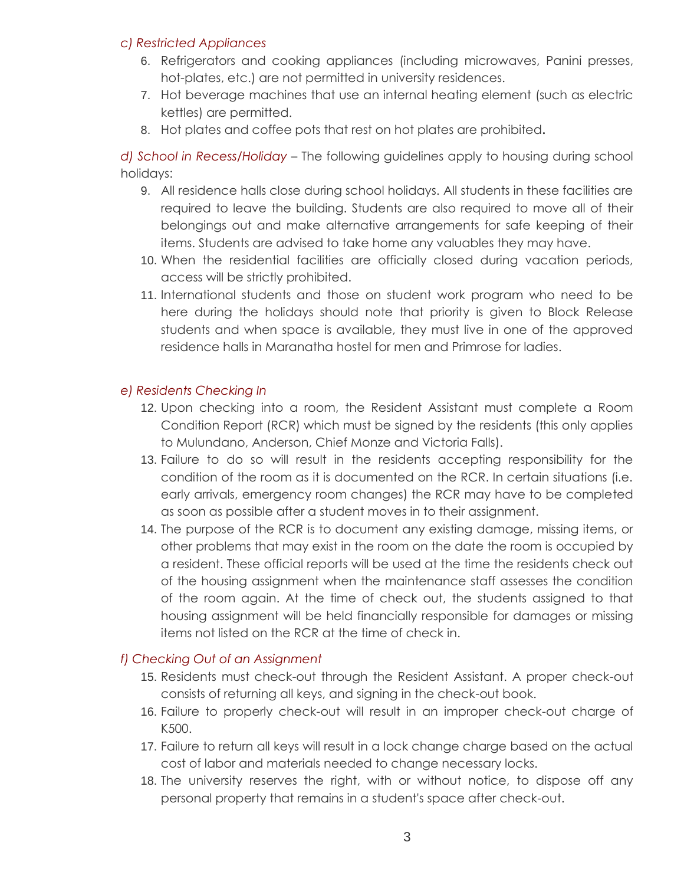*c) Restricted Appliances*

6. Refrigerators and cooking appliances (including microwaves, Panini presses, hot-plates, etc.) are not permitted in university residences.
7. Hot beverage machines that use an internal heating element (such as electric kettles) are permitted.
8. Hot plates and coffee pots that rest on hot plates are prohibited**.**

*d) School in Recess/Holiday* – The following guidelines apply to housing during school holidays:

9. All residence halls close during school holidays. All students in these facilities are required to leave the building. Students are also required to move all of their belongings out and make alternative arrangements for safe keeping of their items. Students are advised to take home any valuables they may have.
10. When the residential facilities are officially closed during vacation periods, access will be strictly prohibited.
11. International students and those on student work program who need to be here during the holidays should note that priority is given to Block Release students and when space is available, they must live in one of the approved residence halls in Maranatha hostel for men and Primrose for ladies.

*e) Residents Checking In*

12. Upon checking into a room, the Resident Assistant must complete a Room Condition Report (RCR) which must be signed by the residents (this only applies to Mulundano, Anderson, Chief Monze and Victoria Falls).
13. Failure to do so will result in the residents accepting responsibility for the condition of the room as it is documented on the RCR. In certain situations (i.e. early arrivals, emergency room changes) the RCR may have to be completed as soon as possible after a student moves in to their assignment.
14. The purpose of the RCR is to document any existing damage, missing items, or other problems that may exist in the room on the date the room is occupied by a resident. These official reports will be used at the time the residents check out of the housing assignment when the maintenance staff assesses the condition of the room again. At the time of check out, the students assigned to that housing assignment will be held financially responsible for damages or missing items not listed on the RCR at the time of check in.

*f) Checking Out of an Assignment*

15. Residents must check-out through the Resident Assistant. A proper check-out consists of returning all keys, and signing in the check-out book.
16. Failure to properly check-out will result in an improper check-out charge of K500.
17. Failure to return all keys will result in a lock change charge based on the actual cost of labor and materials needed to change necessary locks.
18. The university reserves the right, with or without notice, to dispose off any personal property that remains in a student's space after check-out.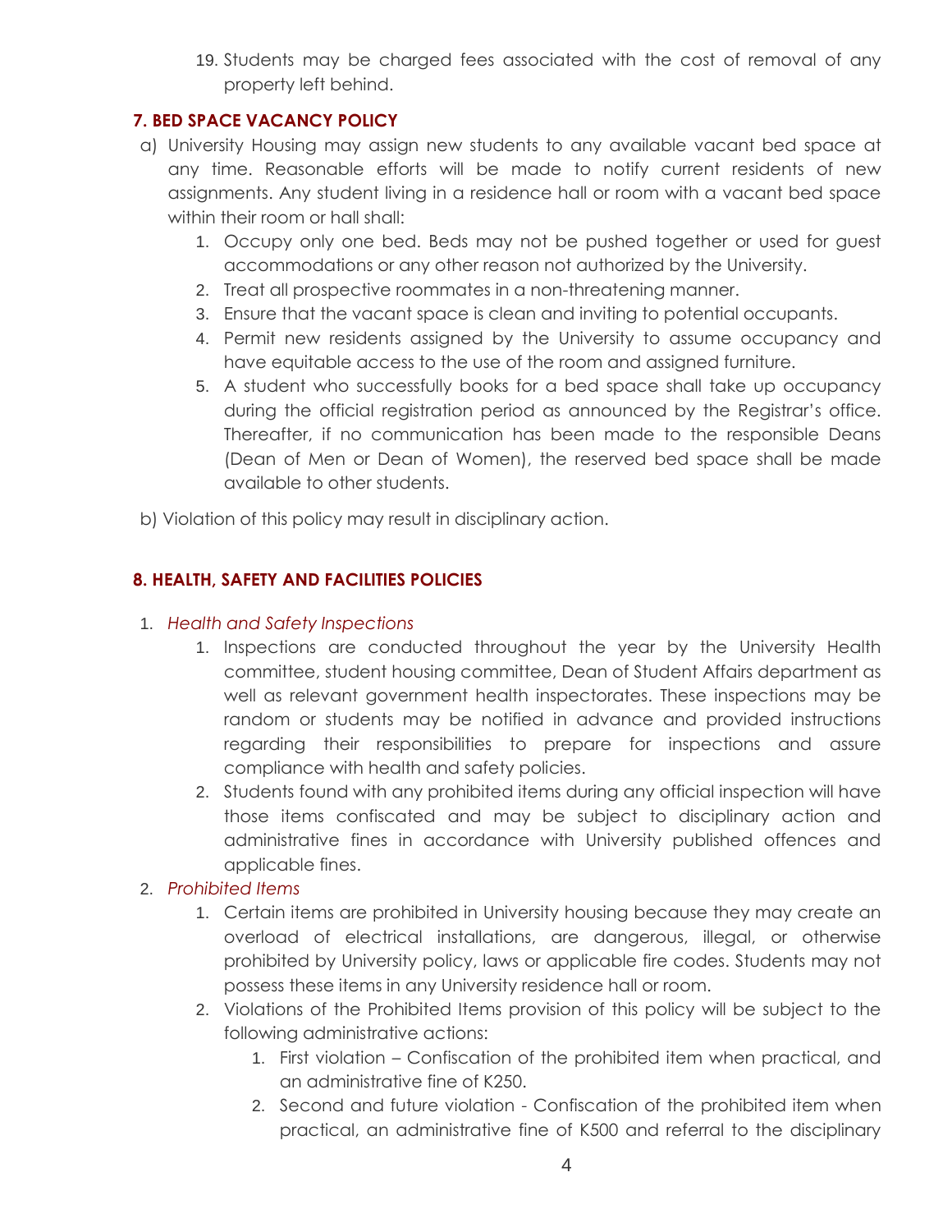19. Students may be charged fees associated with the cost of removal of any property left behind.

### 7. BED SPACE VACANCY POLICY

a) University Housing may assign new students to any available vacant bed space at any time. Reasonable efforts will be made to notify current residents of new assignments. Any student living in a residence hall or room with a vacant bed space within their room or hall shall:

1. Occupy only one bed. Beds may not be pushed together or used for guest accommodations or any other reason not authorized by the University.
2. Treat all prospective roommates in a non-threatening manner.
3. Ensure that the vacant space is clean and inviting to potential occupants.
4. Permit new residents assigned by the University to assume occupancy and have equitable access to the use of the room and assigned furniture.
5. A student who successfully books for a bed space shall take up occupancy during the official registration period as announced by the Registrar's office. Thereafter, if no communication has been made to the responsible Deans (Dean of Men or Dean of Women), the reserved bed space shall be made available to other students.

b) Violation of this policy may result in disciplinary action.

### 8. HEALTH, SAFETY AND FACILITIES POLICIES

1. *Health and Safety Inspections*
    1. Inspections are conducted throughout the year by the University Health committee, student housing committee, Dean of Student Affairs department as well as relevant government health inspectorates. These inspections may be random or students may be notified in advance and provided instructions regarding their responsibilities to prepare for inspections and assure compliance with health and safety policies.
    2. Students found with any prohibited items during any official inspection will have those items confiscated and may be subject to disciplinary action and administrative fines in accordance with University published offences and applicable fines.
2. *Prohibited Items*
    1. Certain items are prohibited in University housing because they may create an overload of electrical installations, are dangerous, illegal, or otherwise prohibited by University policy, laws or applicable fire codes. Students may not possess these items in any University residence hall or room.
    2. Violations of the Prohibited Items provision of this policy will be subject to the following administrative actions:
        1. First violation – Confiscation of the prohibited item when practical, and an administrative fine of K250.
        2. Second and future violation - Confiscation of the prohibited item when practical, an administrative fine of K500 and referral to the disciplinary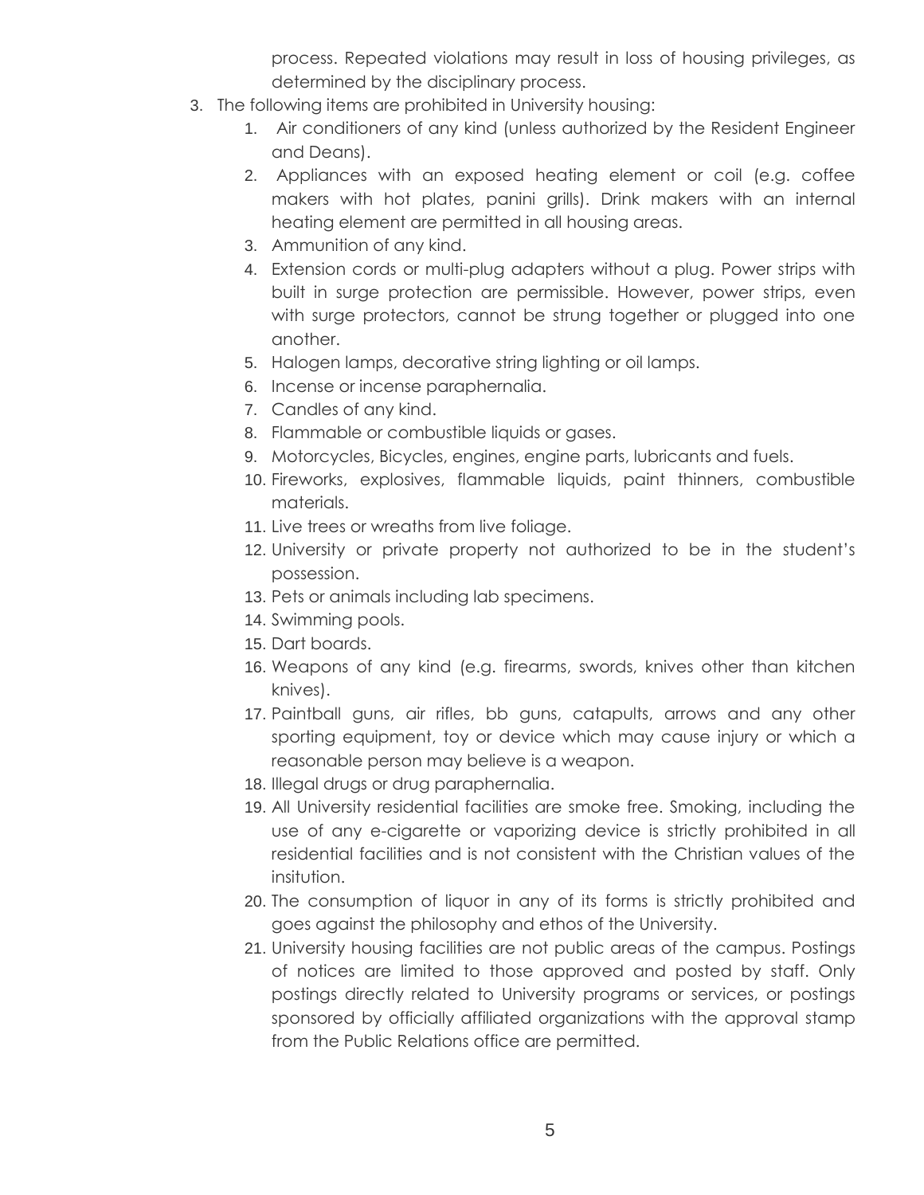process. Repeated violations may result in loss of housing privileges, as determined by the disciplinary process.

3. The following items are prohibited in University housing:
    1. Air conditioners of any kind (unless authorized by the Resident Engineer and Deans).
    2. Appliances with an exposed heating element or coil (e.g. coffee makers with hot plates, panini grills). Drink makers with an internal heating element are permitted in all housing areas.
    3. Ammunition of any kind.
    4. Extension cords or multi-plug adapters without a plug. Power strips with built in surge protection are permissible. However, power strips, even with surge protectors, cannot be strung together or plugged into one another.
    5. Halogen lamps, decorative string lighting or oil lamps.
    6. Incense or incense paraphernalia.
    7. Candles of any kind.
    8. Flammable or combustible liquids or gases.
    9. Motorcycles, Bicycles, engines, engine parts, lubricants and fuels.
    10. Fireworks, explosives, flammable liquids, paint thinners, combustible materials.
    11. Live trees or wreaths from live foliage.
    12. University or private property not authorized to be in the student's possession.
    13. Pets or animals including lab specimens.
    14. Swimming pools.
    15. Dart boards.
    16. Weapons of any kind (e.g. firearms, swords, knives other than kitchen knives).
    17. Paintball guns, air rifles, bb guns, catapults, arrows and any other sporting equipment, toy or device which may cause injury or which a reasonable person may believe is a weapon.
    18. Illegal drugs or drug paraphernalia.
    19. All University residential facilities are smoke free. Smoking, including the use of any e-cigarette or vaporizing device is strictly prohibited in all residential facilities and is not consistent with the Christian values of the insitution.
    20. The consumption of liquor in any of its forms is strictly prohibited and goes against the philosophy and ethos of the University.
    21. University housing facilities are not public areas of the campus. Postings of notices are limited to those approved and posted by staff. Only postings directly related to University programs or services, or postings sponsored by officially affiliated organizations with the approval stamp from the Public Relations office are permitted.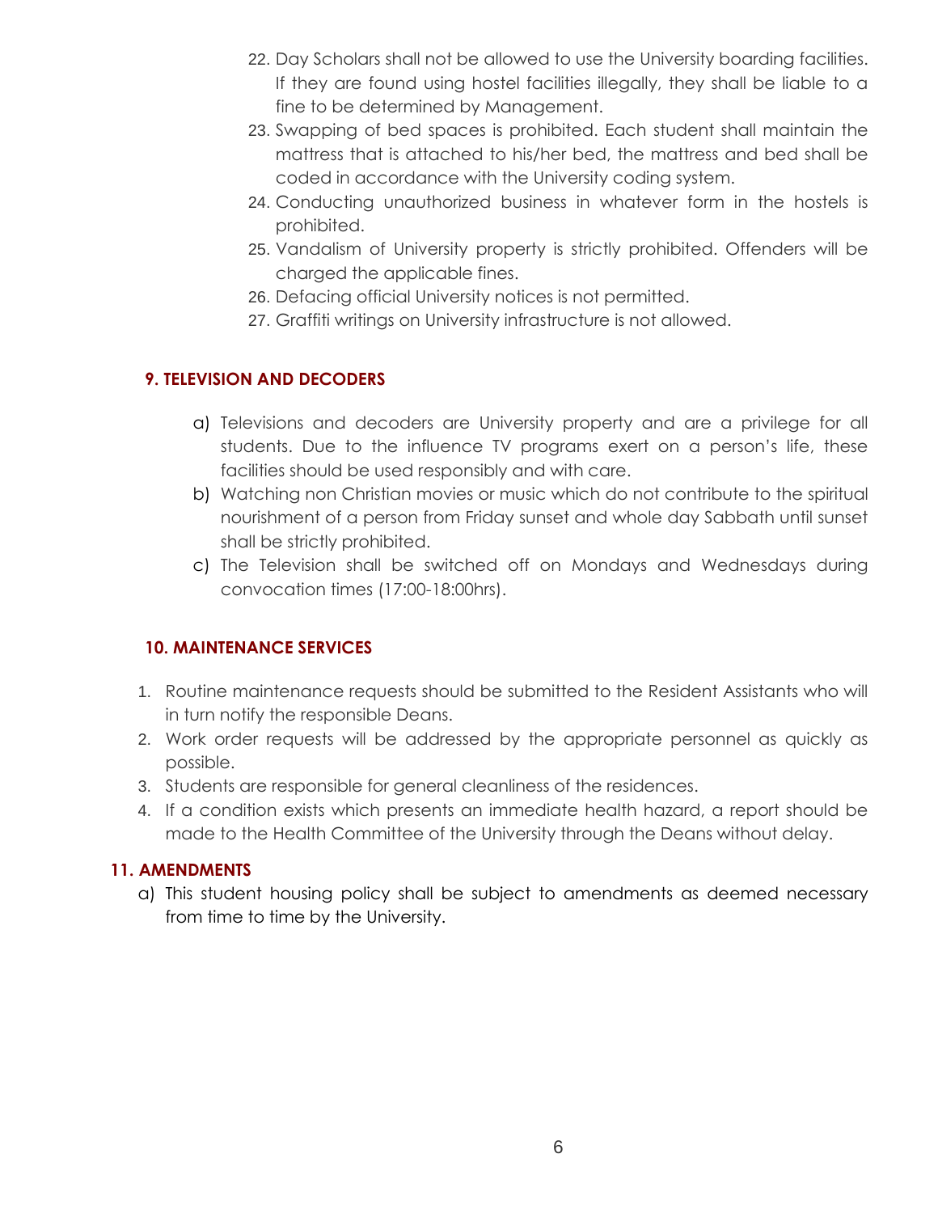22. Day Scholars shall not be allowed to use the University boarding facilities. If they are found using hostel facilities illegally, they shall be liable to a fine to be determined by Management.
23. Swapping of bed spaces is prohibited. Each student shall maintain the mattress that is attached to his/her bed, the mattress and bed shall be coded in accordance with the University coding system.
24. Conducting unauthorized business in whatever form in the hostels is prohibited.
25. Vandalism of University property is strictly prohibited. Offenders will be charged the applicable fines.
26. Defacing official University notices is not permitted.
27. Graffiti writings on University infrastructure is not allowed.

## 9. TELEVISION AND DECODERS

a) Televisions and decoders are University property and are a privilege for all students. Due to the influence TV programs exert on a person's life, these facilities should be used responsibly and with care.

b) Watching non Christian movies or music which do not contribute to the spiritual nourishment of a person from Friday sunset and whole day Sabbath until sunset shall be strictly prohibited.

c) The Television shall be switched off on Mondays and Wednesdays during convocation times (17:00-18:00hrs).

## 10. MAINTENANCE SERVICES

1. Routine maintenance requests should be submitted to the Resident Assistants who will in turn notify the responsible Deans.
2. Work order requests will be addressed by the appropriate personnel as quickly as possible.
3. Students are responsible for general cleanliness of the residences.
4. If a condition exists which presents an immediate health hazard, a report should be made to the Health Committee of the University through the Deans without delay.

## 11. AMENDMENTS

a) This student housing policy shall be subject to amendments as deemed necessary from time to time by the University.